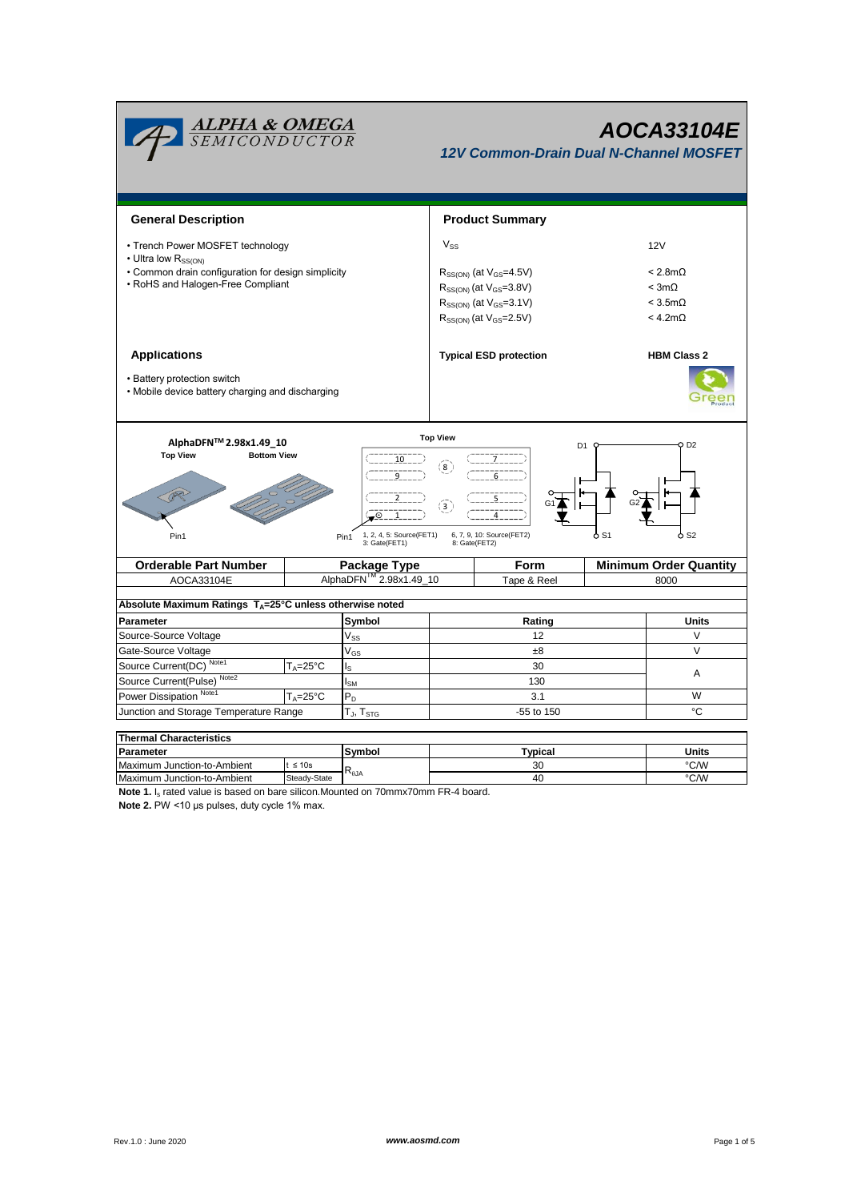# AOCA33104E

## 12V Common-Drain Dual N-Channel MOSFET

### General Description

- Trench Power MOSFET technology
- Ultra low $R_{SS(ON)}$
- Common drain configuration for design simplicity
- RoHS and Halogen-Free Compliant

### Product Summary

| | |
|---|---|
| $V_{SS}$ | 12V |
| $R_{SS(ON)}$ (at $V_{GS}$=4.5V) | < 2.8mΩ |
| $R_{SS(ON)}$ (at $V_{GS}$=3.8V) | < 3mΩ |
| $R_{SS(ON)}$ (at $V_{GS}$=3.1V) | < 3.5mΩ |
| $R_{SS(ON)}$ (at $V_{GS}$=2.5V) | < 4.2mΩ |
| **Typical ESD protection** | **HBM Class 2** |

### Applications

- Battery protection switch
- Mobile device battery charging and discharging

AlphaDFN™ 2.98x1.49_10

Top View / Bottom View / Top View

Pin1 — 1, 2, 4, 5: Source(FET1); 3: Gate(FET1) — 6, 7, 9, 10: Source(FET2); 8: Gate(FET2)

D1, D2, G1, G2, S1, S2

| Orderable Part Number | Package Type | Form | Minimum Order Quantity |
|---|---|---|---|
| AOCA33104E | AlphaDFN™ 2.98x1.49_10 | Tape & Reel | 8000 |

**Absolute Maximum Ratings $T_A$=25°C unless otherwise noted**

| Parameter | | Symbol | Rating | Units |
|---|---|---|---|---|
| Source-Source Voltage | | $V_{SS}$ | 12 | V |
| Gate-Source Voltage | | $V_{GS}$ | ±8 | V |
| Source Current(DC) [Note1] | $T_A$=25°C | $I_S$ | 30 | A |
| Source Current(Pulse) [Note2] | | $I_{SM}$ | 130 | A |
| Power Dissipation [Note1] | $T_A$=25°C | $P_D$ | 3.1 | W |
| Junction and Storage Temperature Range | | $T_J$, $T_{STG}$ | -55 to 150 | °C |

**Thermal Characteristics**

| Parameter | | Symbol | Typical | Units |
|---|---|---|---|---|
| Maximum Junction-to-Ambient | t ≤ 10s | $R_{\theta JA}$ | 30 | °C/W |
| Maximum Junction-to-Ambient | Steady-State | $R_{\theta JA}$ | 40 | °C/W |

**Note 1.** $I_s$ rated value is based on bare silicon.Mounted on 70mmx70mm FR-4 board.

**Note 2.** PW <10 µs pulses, duty cycle 1% max.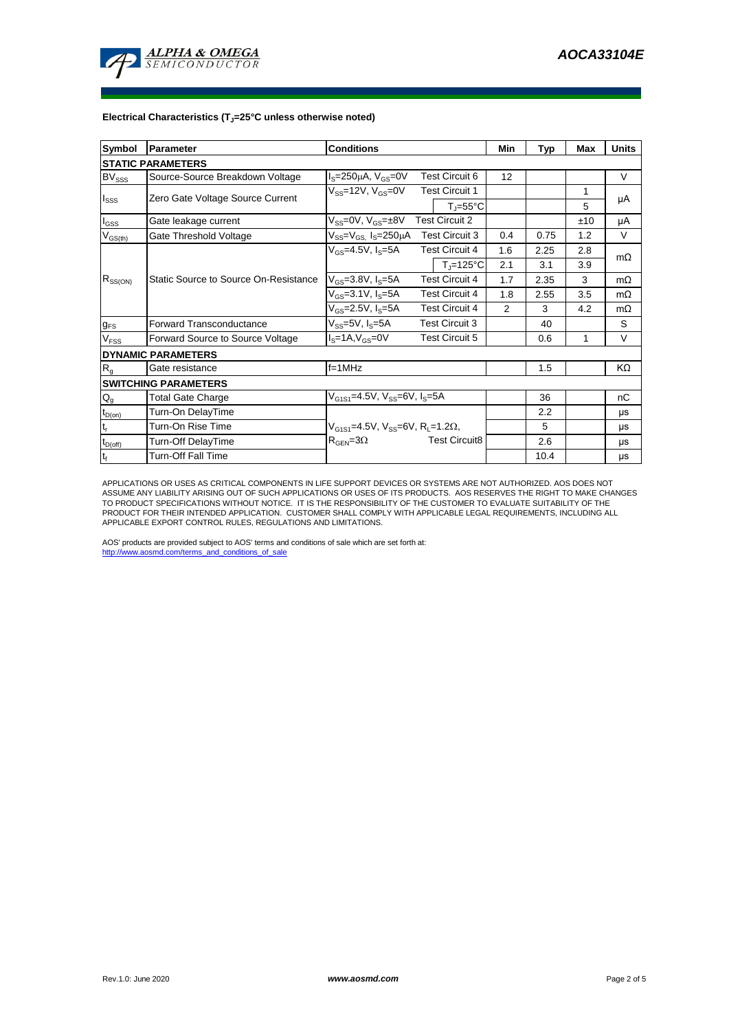**Electrical Characteristics ($T_J$=25°C unless otherwise noted)**

| Symbol | Parameter | Conditions | | Min | Typ | Max | Units |
|---|---|---|---|---|---|---|---|
| **STATIC PARAMETERS** | | | | | | | |
| $BV_{SSS}$ | Source-Source Breakdown Voltage | $I_S$=250µA, $V_{GS}$=0V | Test Circuit 6 | 12 | | | V |
| $I_{SSS}$ | Zero Gate Voltage Source Current | $V_{SS}$=12V, $V_{GS}$=0V | Test Circuit 1 | | | 1 | µA |
| | | | $T_J$=55°C | | | 5 | |
| $I_{GSS}$ | Gate leakage current | $V_{SS}$=0V, $V_{GS}$=±8V | Test Circuit 2 | | | ±10 | µA |
| $V_{GS(th)}$ | Gate Threshold Voltage | $V_{SS}$=$V_{GS}$, $I_S$=250µA | Test Circuit 3 | 0.4 | 0.75 | 1.2 | V |
| $R_{SS(ON)}$ | Static Source to Source On-Resistance | $V_{GS}$=4.5V, $I_S$=5A | Test Circuit 4 | 1.6 | 2.25 | 2.8 | mΩ |
| | | | $T_J$=125°C | 2.1 | 3.1 | 3.9 | |
| | | $V_{GS}$=3.8V, $I_S$=5A | Test Circuit 4 | 1.7 | 2.35 | 3 | mΩ |
| | | $V_{GS}$=3.1V, $I_S$=5A | Test Circuit 4 | 1.8 | 2.55 | 3.5 | mΩ |
| | | $V_{GS}$=2.5V, $I_S$=5A | Test Circuit 4 | 2 | 3 | 4.2 | mΩ |
| $g_{FS}$ | Forward Transconductance | $V_{SS}$=5V, $I_S$=5A | Test Circuit 3 | | 40 | | S |
| $V_{FSS}$ | Forward Source to Source Voltage | $I_S$=1A,$V_{GS}$=0V | Test Circuit 5 | | 0.6 | 1 | V |
| **DYNAMIC PARAMETERS** | | | | | | | |
| $R_g$ | Gate resistance | f=1MHz | | | 1.5 | | KΩ |
| **SWITCHING PARAMETERS** | | | | | | | |
| $Q_g$ | Total Gate Charge | $V_{G1S1}$=4.5V, $V_{SS}$=6V, $I_S$=5A | | | 36 | | nC |
| $t_{D(on)}$ | Turn-On DelayTime | $V_{G1S1}$=4.5V, $V_{SS}$=6V, $R_L$=1.2Ω, $R_{GEN}$=3Ω | Test Circuit8 | | 2.2 | | µs |
| $t_r$ | Turn-On Rise Time | | | | 5 | | µs |
| $t_{D(off)}$ | Turn-Off DelayTime | | | | 2.6 | | µs |
| $t_f$ | Turn-Off Fall Time | | | | 10.4 | | µs |

APPLICATIONS OR USES AS CRITICAL COMPONENTS IN LIFE SUPPORT DEVICES OR SYSTEMS ARE NOT AUTHORIZED. AOS DOES NOT ASSUME ANY LIABILITY ARISING OUT OF SUCH APPLICATIONS OR USES OF ITS PRODUCTS. AOS RESERVES THE RIGHT TO MAKE CHANGES TO PRODUCT SPECIFICATIONS WITHOUT NOTICE. IT IS THE RESPONSIBILITY OF THE CUSTOMER TO EVALUATE SUITABILITY OF THE PRODUCT FOR THEIR INTENDED APPLICATION. CUSTOMER SHALL COMPLY WITH APPLICABLE LEGAL REQUIREMENTS, INCLUDING ALL APPLICABLE EXPORT CONTROL RULES, REGULATIONS AND LIMITATIONS.

AOS' products are provided subject to AOS' terms and conditions of sale which are set forth at:
http://www.aosmd.com/terms_and_conditions_of_sale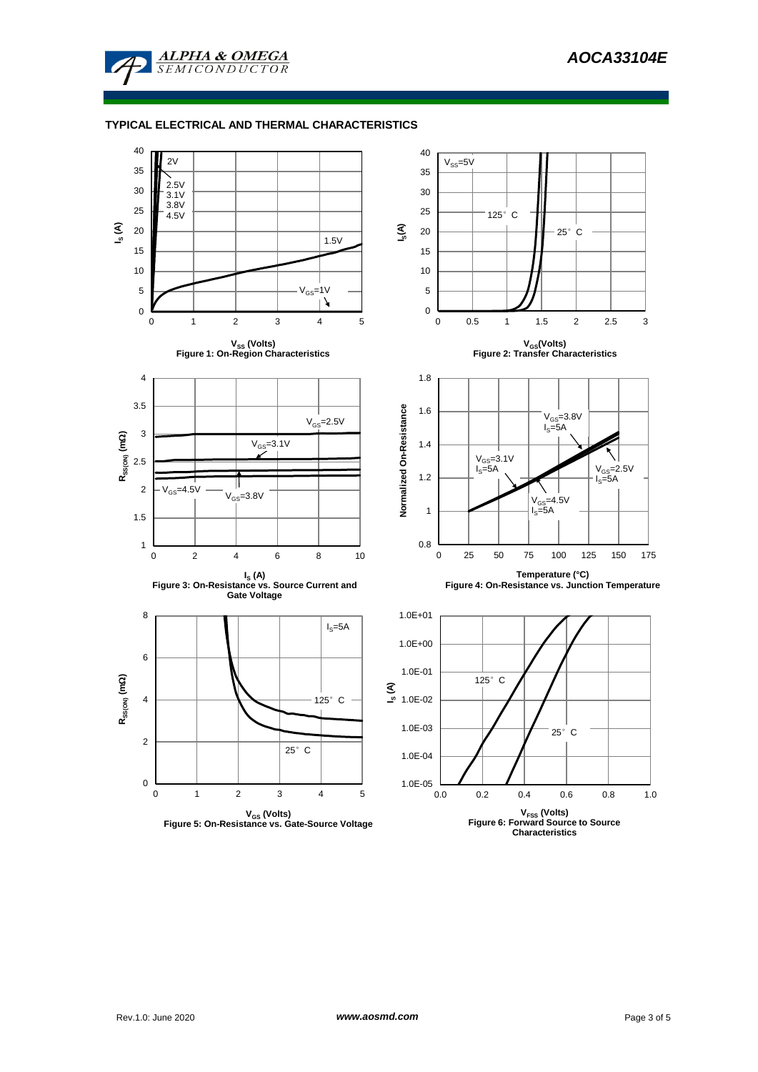## TYPICAL ELECTRICAL AND THERMAL CHARACTERISTICS

Figure 1: On-Region Characteristics

Figure 2: Transfer Characteristics

Figure 3: On-Resistance vs. Source Current and Gate Voltage

Figure 4: On-Resistance vs. Junction Temperature

Figure 5: On-Resistance vs. Gate-Source Voltage

Figure 6: Forward Source to Source Characteristics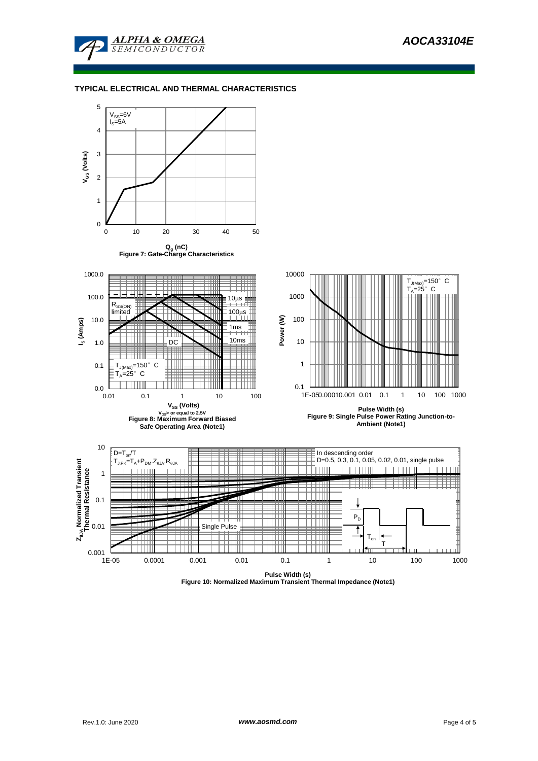## TYPICAL ELECTRICAL AND THERMAL CHARACTERISTICS

$V_{SS}$=6V
$I_S$=5A

$V_{GS}$ (Volts)

$Q_g$ (nC)

Figure 7: Gate-Charge Characteristics

$R_{SS(ON)}$ limited

10µs

100µs

1ms

10ms

DC

$T_{J(Max)}$=150° C
$T_A$=25° C

$I_S$ (Amps)

$V_{SS}$ (Volts)

$V_{GS}$> or equal to 2.5V

Figure 8: Maximum Forward Biased Safe Operating Area (Note1)

$T_{J(Max)}$=150° C
$T_A$=25° C

Power (W)

Pulse Width (s)

Figure 9: Single Pulse Power Rating Junction-to-Ambient (Note1)

$D=T_{on}/T$

$T_{J,PK}=T_A+P_{DM}.Z_{\theta JA}.R_{\theta JA}$

In descending order
D=0.5, 0.3, 0.1, 0.05, 0.02, 0.01, single pulse

Single Pulse

$P_D$

$T_{on}$

T

$Z_{\theta JA}$ Normalized Transient Thermal Resistance

Pulse Width (s)

Figure 10: Normalized Maximum Transient Thermal Impedance (Note1)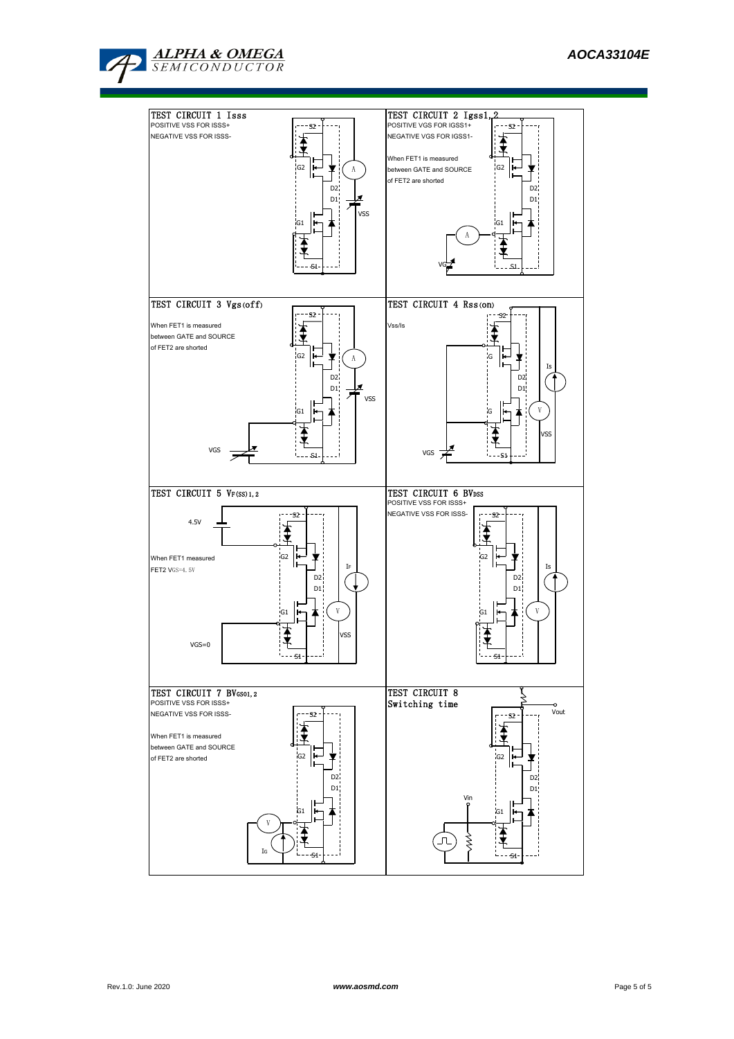TEST CIRCUIT 1 Isss

POSITIVE VSS FOR ISSS+

NEGATIVE VSS FOR ISSS-

S2
G2
A
D2
D1
VSS
G1
S1

TEST CIRCUIT 2 Igss1,2

POSITIVE VGS FOR IGSS1+

NEGATIVE VGS FOR IGSS1-

When FET1 is measured between GATE and SOURCE of FET2 are shorted

S2
G2
D2
D1
G1
A
VG
S1

TEST CIRCUIT 3 Vgs(off)

When FET1 is measured between GATE and SOURCE of FET2 are shorted

S2
G2
A
D2
D1
VSS
G1
VGS
S1

TEST CIRCUIT 4 Rss(on)

Vss/Is

S2
G
Is
D2
D1
G
V
VSS
VGS
S1

TEST CIRCUIT 5 VF(SS)1,2

4.5V

When FET1 measured FET2 VGS=4.5V

S2
G2
IF
D2
D1
G1
V
VSS
VGS=0
S1

TEST CIRCUIT 6 BVDSS

POSITIVE VSS FOR ISSS+

NEGATIVE VSS FOR ISSS-

S2
G2
Is
D2
D1
G1
V
S1

TEST CIRCUIT 7 BVGSO1,2

POSITIVE VSS FOR ISSS+

NEGATIVE VSS FOR ISSS-

When FET1 is measured between GATE and SOURCE of FET2 are shorted

S2
G2
D2
D1
G1
V
IG
S1

TEST CIRCUIT 8 Switching time

Vout
S2
G2
D2
D1
Vin
G1
S1